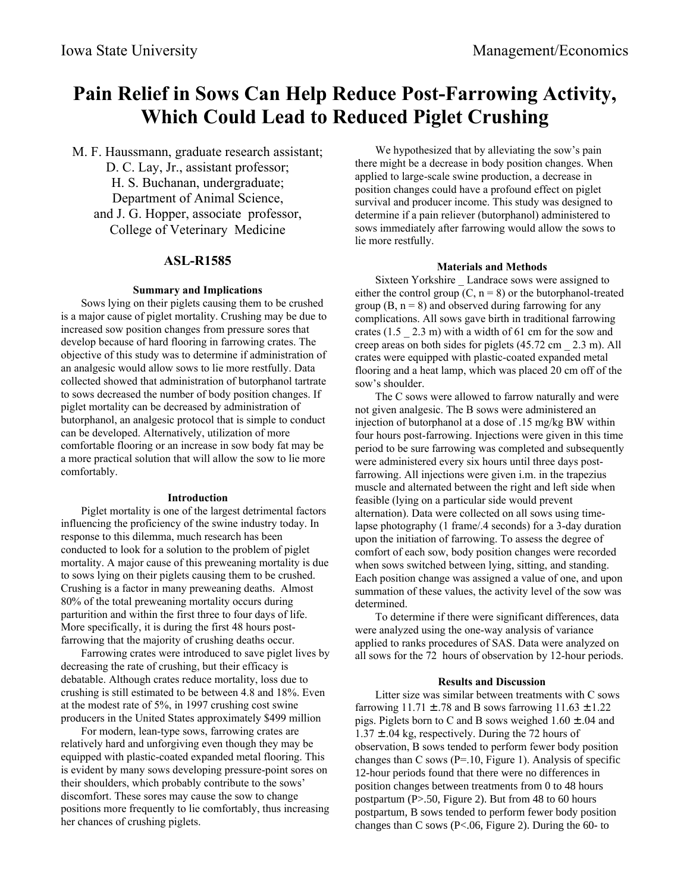# Pain Relief in Sows Can Help Reduce Post-Farrowing Activity, Which Could Lead to Reduced Piglet Crushing

M. F. Haussmann, graduate research assistant;
D. C. Lay, Jr., assistant professor;
H. S. Buchanan, undergraduate;
Department of Animal Science,
and J. G. Hopper, associate professor,
College of Veterinary Medicine

## ASL-R1585

### Summary and Implications

Sows lying on their piglets causing them to be crushed is a major cause of piglet mortality. Crushing may be due to increased sow position changes from pressure sores that develop because of hard flooring in farrowing crates. The objective of this study was to determine if administration of an analgesic would allow sows to lie more restfully. Data collected showed that administration of butorphanol tartrate to sows decreased the number of body position changes. If piglet mortality can be decreased by administration of butorphanol, an analgesic protocol that is simple to conduct can be developed. Alternatively, utilization of more comfortable flooring or an increase in sow body fat may be a more practical solution that will allow the sow to lie more comfortably.

### Introduction

Piglet mortality is one of the largest detrimental factors influencing the proficiency of the swine industry today. In response to this dilemma, much research has been conducted to look for a solution to the problem of piglet mortality. A major cause of this preweaning mortality is due to sows lying on their piglets causing them to be crushed. Crushing is a factor in many preweaning deaths. Almost 80% of the total preweaning mortality occurs during parturition and within the first three to four days of life. More specifically, it is during the first 48 hours post-farrowing that the majority of crushing deaths occur.

Farrowing crates were introduced to save piglet lives by decreasing the rate of crushing, but their efficacy is debatable. Although crates reduce mortality, loss due to crushing is still estimated to be between 4.8 and 18%. Even at the modest rate of 5%, in 1997 crushing cost swine producers in the United States approximately $499 million

For modern, lean-type sows, farrowing crates are relatively hard and unforgiving even though they may be equipped with plastic-coated expanded metal flooring. This is evident by many sows developing pressure-point sores on their shoulders, which probably contribute to the sows' discomfort. These sores may cause the sow to change positions more frequently to lie comfortably, thus increasing her chances of crushing piglets.

We hypothesized that by alleviating the sow's pain there might be a decrease in body position changes. When applied to large-scale swine production, a decrease in position changes could have a profound effect on piglet survival and producer income. This study was designed to determine if a pain reliever (butorphanol) administered to sows immediately after farrowing would allow the sows to lie more restfully.

### Materials and Methods

Sixteen Yorkshire _ Landrace sows were assigned to either the control group (C, n = 8) or the butorphanol-treated group (B, n = 8) and observed during farrowing for any complications. All sows gave birth in traditional farrowing crates (1.5 _ 2.3 m) with a width of 61 cm for the sow and creep areas on both sides for piglets (45.72 cm _ 2.3 m). All crates were equipped with plastic-coated expanded metal flooring and a heat lamp, which was placed 20 cm off of the sow's shoulder.

The C sows were allowed to farrow naturally and were not given analgesic. The B sows were administered an injection of butorphanol at a dose of .15 mg/kg BW within four hours post-farrowing. Injections were given in this time period to be sure farrowing was completed and subsequently were administered every six hours until three days post-farrowing. All injections were given i.m. in the trapezius muscle and alternated between the right and left side when feasible (lying on a particular side would prevent alternation). Data were collected on all sows using time-lapse photography (1 frame/.4 seconds) for a 3-day duration upon the initiation of farrowing. To assess the degree of comfort of each sow, body position changes were recorded when sows switched between lying, sitting, and standing. Each position change was assigned a value of one, and upon summation of these values, the activity level of the sow was determined.

To determine if there were significant differences, data were analyzed using the one-way analysis of variance applied to ranks procedures of SAS. Data were analyzed on all sows for the 72 hours of observation by 12-hour periods.

### Results and Discussion

Litter size was similar between treatments with C sows farrowing 11.71 ± .78 and B sows farrowing 11.63 ± 1.22 pigs. Piglets born to C and B sows weighed 1.60 ± .04 and 1.37 ± .04 kg, respectively. During the 72 hours of observation, B sows tended to perform fewer body position changes than C sows (P=.10, Figure 1). Analysis of specific 12-hour periods found that there were no differences in position changes between treatments from 0 to 48 hours postpartum (P>.50, Figure 2). But from 48 to 60 hours postpartum, B sows tended to perform fewer body position changes than C sows (P<.06, Figure 2). During the 60- to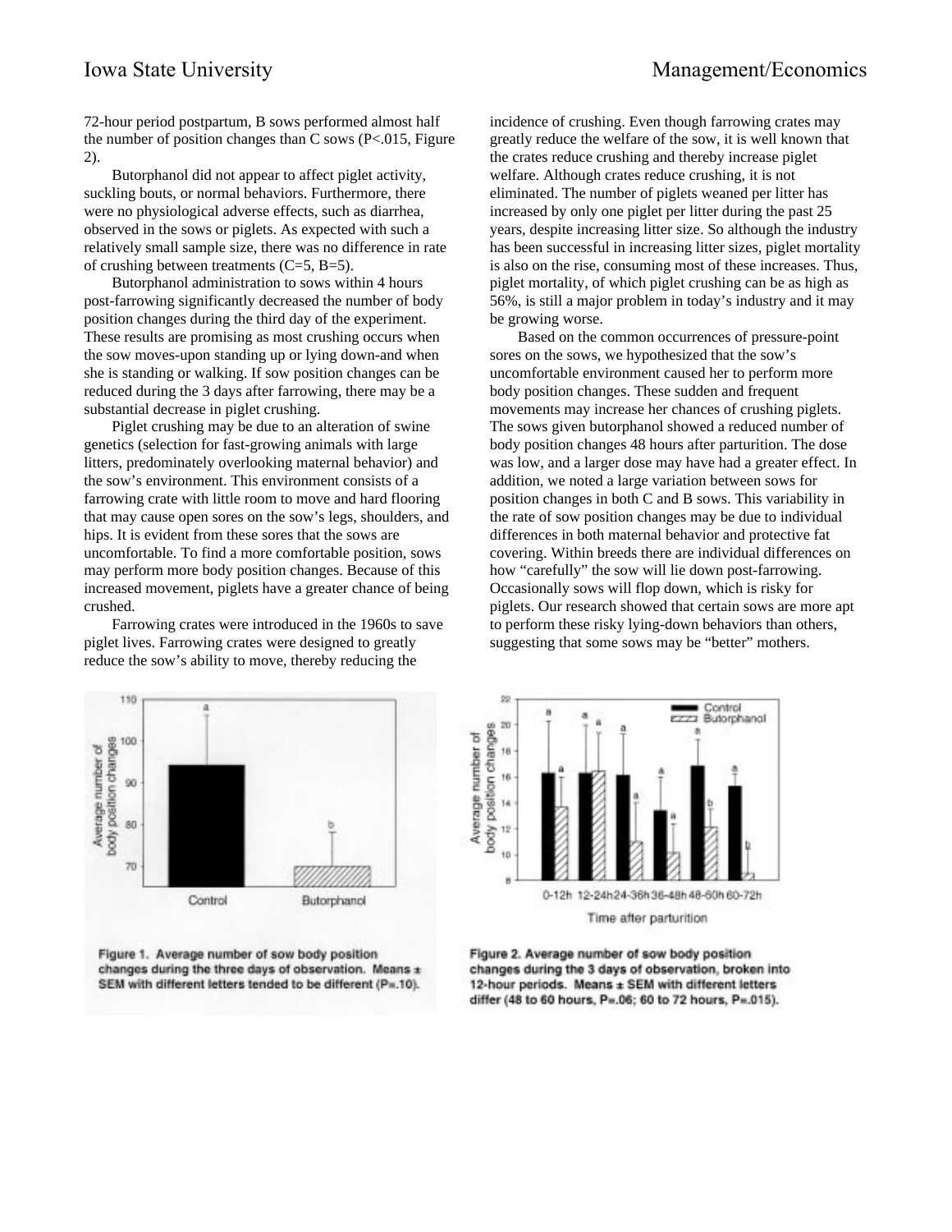72-hour period postpartum, B sows performed almost half the number of position changes than C sows ($P<.015$, Figure 2).

Butorphanol did not appear to affect piglet activity, suckling bouts, or normal behaviors. Furthermore, there were no physiological adverse effects, such as diarrhea, observed in the sows or piglets. As expected with such a relatively small sample size, there was no difference in rate of crushing between treatments (C=5, B=5).

Butorphanol administration to sows within 4 hours post-farrowing significantly decreased the number of body position changes during the third day of the experiment. These results are promising as most crushing occurs when the sow moves-upon standing up or lying down-and when she is standing or walking. If sow position changes can be reduced during the 3 days after farrowing, there may be a substantial decrease in piglet crushing.

Piglet crushing may be due to an alteration of swine genetics (selection for fast-growing animals with large litters, predominately overlooking maternal behavior) and the sow's environment. This environment consists of a farrowing crate with little room to move and hard flooring that may cause open sores on the sow's legs, shoulders, and hips. It is evident from these sores that the sows are uncomfortable. To find a more comfortable position, sows may perform more body position changes. Because of this increased movement, piglets have a greater chance of being crushed.

Farrowing crates were introduced in the 1960s to save piglet lives. Farrowing crates were designed to greatly reduce the sow's ability to move, thereby reducing the incidence of crushing. Even though farrowing crates may greatly reduce the welfare of the sow, it is well known that the crates reduce crushing and thereby increase piglet welfare. Although crates reduce crushing, it is not eliminated. The number of piglets weaned per litter has increased by only one piglet per litter during the past 25 years, despite increasing litter size. So although the industry has been successful in increasing litter sizes, piglet mortality is also on the rise, consuming most of these increases. Thus, piglet mortality, of which piglet crushing can be as high as 56%, is still a major problem in today's industry and it may be growing worse.

Based on the common occurrences of pressure-point sores on the sows, we hypothesized that the sow's uncomfortable environment caused her to perform more body position changes. These sudden and frequent movements may increase her chances of crushing piglets. The sows given butorphanol showed a reduced number of body position changes 48 hours after parturition. The dose was low, and a larger dose may have had a greater effect. In addition, we noted a large variation between sows for position changes in both C and B sows. This variability in the rate of sow position changes may be due to individual differences in both maternal behavior and protective fat covering. Within breeds there are individual differences on how "carefully" the sow will lie down post-farrowing. Occasionally sows will flop down, which is risky for piglets. Our research showed that certain sows are more apt to perform these risky lying-down behaviors than others, suggesting that some sows may be "better" mothers.

Average number of body position changes
110
100
90
80
70
a
b
Control
Butorphanol

Figure 1. Average number of sow body position changes during the three days of observation. Means ± SEM with different letters tended to be different ($P=.10$).

Average number of body position changes
22
20
18
16
14
12
10
8
Control
Butorphanol
0-12h 12-24h 24-36h 36-48h 48-60h 60-72h
Time after parturition

Figure 2. Average number of sow body position changes during the 3 days of observation, broken into 12-hour periods. Means ± SEM with different letters differ (48 to 60 hours, $P=.06$; 60 to 72 hours, $P=.015$).